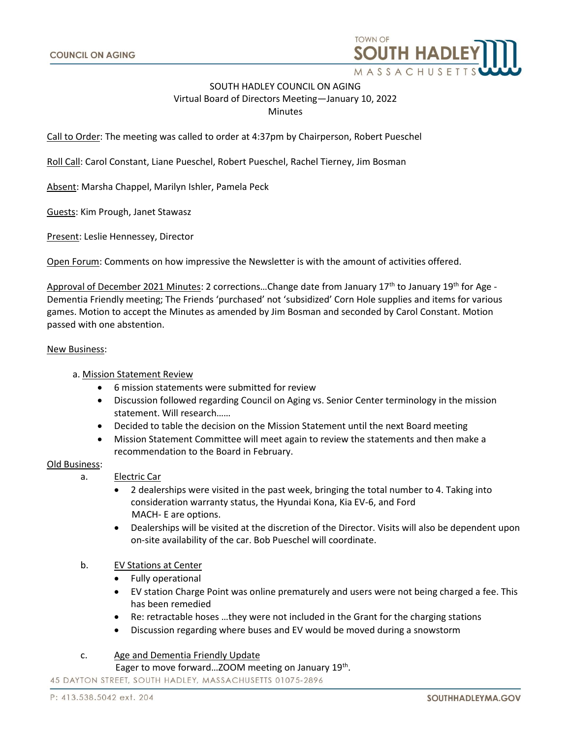COUNCIL ON AGING

# SOUTH HADLEY COUNCIL ON AGING
## Virtual Board of Directors Meeting—January 10, 2022
## Minutes

Call to Order: The meeting was called to order at 4:37pm by Chairperson, Robert Pueschel

Roll Call: Carol Constant, Liane Pueschel, Robert Pueschel, Rachel Tierney, Jim Bosman

Absent: Marsha Chappel, Marilyn Ishler, Pamela Peck

Guests: Kim Prough, Janet Stawasz

Present: Leslie Hennessey, Director

Open Forum: Comments on how impressive the Newsletter is with the amount of activities offered.

Approval of December 2021 Minutes: 2 corrections…Change date from January 17th to January 19th for Age - Dementia Friendly meeting; The Friends 'purchased' not 'subsidized' Corn Hole supplies and items for various games. Motion to accept the Minutes as amended by Jim Bosman and seconded by Carol Constant. Motion passed with one abstention.

New Business:

a. Mission Statement Review
- 6 mission statements were submitted for review
- Discussion followed regarding Council on Aging vs. Senior Center terminology in the mission statement. Will research……
- Decided to table the decision on the Mission Statement until the next Board meeting
- Mission Statement Committee will meet again to review the statements and then make a recommendation to the Board in February.

Old Business:

a. Electric Car
- 2 dealerships were visited in the past week, bringing the total number to 4. Taking into consideration warranty status, the Hyundai Kona, Kia EV-6, and Ford MACH- E are options.
- Dealerships will be visited at the discretion of the Director. Visits will also be dependent upon on-site availability of the car. Bob Pueschel will coordinate.

b. EV Stations at Center
- Fully operational
- EV station Charge Point was online prematurely and users were not being charged a fee. This has been remedied
- Re: retractable hoses …they were not included in the Grant for the charging stations
- Discussion regarding where buses and EV would be moved during a snowstorm

c. Age and Dementia Friendly Update

Eager to move forward…ZOOM meeting on January 19th.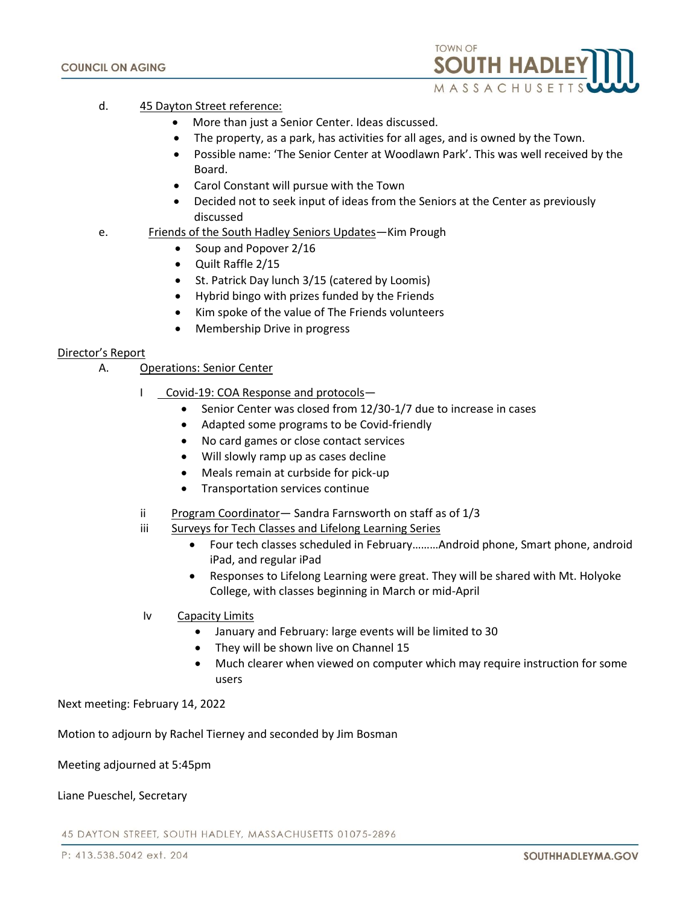d. 45 Dayton Street reference:

- More than just a Senior Center. Ideas discussed.
- The property, as a park, has activities for all ages, and is owned by the Town.
- Possible name: 'The Senior Center at Woodlawn Park'. This was well received by the Board.
- Carol Constant will pursue with the Town
- Decided not to seek input of ideas from the Seniors at the Center as previously discussed

e. Friends of the South Hadley Seniors Updates—Kim Prough

- Soup and Popover 2/16
- Quilt Raffle 2/15
- St. Patrick Day lunch 3/15 (catered by Loomis)
- Hybrid bingo with prizes funded by the Friends
- Kim spoke of the value of The Friends volunteers
- Membership Drive in progress

Director's Report

A. Operations: Senior Center

I Covid-19: COA Response and protocols—

- Senior Center was closed from 12/30-1/7 due to increase in cases
- Adapted some programs to be Covid-friendly
- No card games or close contact services
- Will slowly ramp up as cases decline
- Meals remain at curbside for pick-up
- Transportation services continue

ii Program Coordinator— Sandra Farnsworth on staff as of 1/3

iii Surveys for Tech Classes and Lifelong Learning Series

- Four tech classes scheduled in February………Android phone, Smart phone, android iPad, and regular iPad
- Responses to Lifelong Learning were great. They will be shared with Mt. Holyoke College, with classes beginning in March or mid-April

Iv Capacity Limits

- January and February: large events will be limited to 30
- They will be shown live on Channel 15
- Much clearer when viewed on computer which may require instruction for some users

Next meeting: February 14, 2022

Motion to adjourn by Rachel Tierney and seconded by Jim Bosman

Meeting adjourned at 5:45pm

Liane Pueschel, Secretary